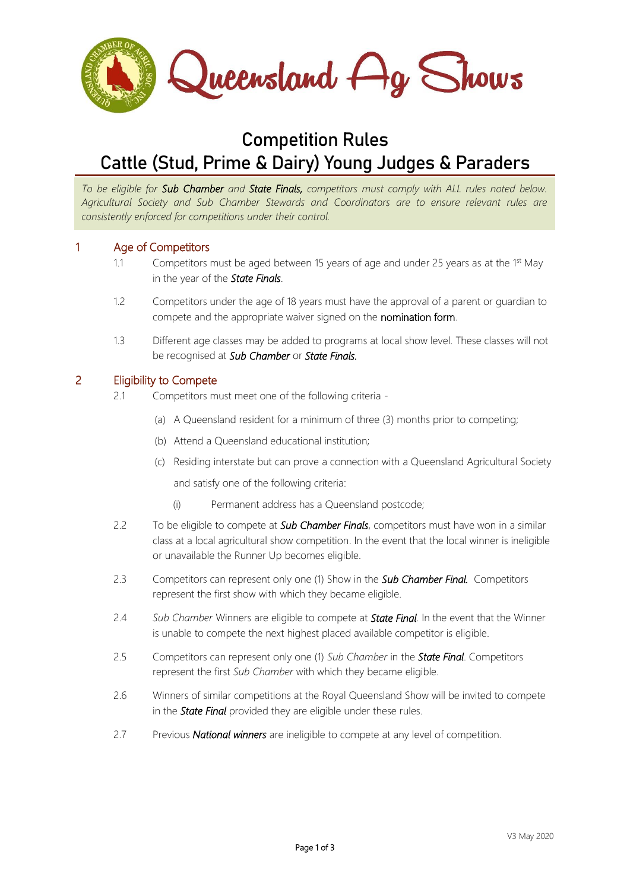# Queensland Ag Shows

## Competition Rules
## Cattle (Stud, Prime & Dairy) Young Judges & Paraders

*To be eligible for **Sub Chamber** and **State Finals,** competitors must comply with ALL rules noted below. Agricultural Society and Sub Chamber Stewards and Coordinators are to ensure relevant rules are consistently enforced for competitions under their control.*

### 1 Age of Competitors

1.1 Competitors must be aged between 15 years of age and under 25 years as at the 1st May in the year of the ***State Finals***.

1.2 Competitors under the age of 18 years must have the approval of a parent or guardian to compete and the appropriate waiver signed on the nomination form.

1.3 Different age classes may be added to programs at local show level. These classes will not be recognised at ***Sub Chamber*** or ***State Finals.***

### 2 Eligibility to Compete

2.1 Competitors must meet one of the following criteria -

(a) A Queensland resident for a minimum of three (3) months prior to competing;

(b) Attend a Queensland educational institution;

(c) Residing interstate but can prove a connection with a Queensland Agricultural Society and satisfy one of the following criteria:

(i) Permanent address has a Queensland postcode;

2.2 To be eligible to compete at ***Sub Chamber Finals***, competitors must have won in a similar class at a local agricultural show competition. In the event that the local winner is ineligible or unavailable the Runner Up becomes eligible.

2.3 Competitors can represent only one (1) Show in the ***Sub Chamber Final.*** Competitors represent the first show with which they became eligible.

2.4 *Sub Chamber* Winners are eligible to compete at ***State Final***. In the event that the Winner is unable to compete the next highest placed available competitor is eligible.

2.5 Competitors can represent only one (1) *Sub Chamber* in the ***State Final***. Competitors represent the first *Sub Chamber* with which they became eligible.

2.6 Winners of similar competitions at the Royal Queensland Show will be invited to compete in the ***State Final*** provided they are eligible under these rules.

2.7 Previous ***National winners*** are ineligible to compete at any level of competition.

V3 May 2020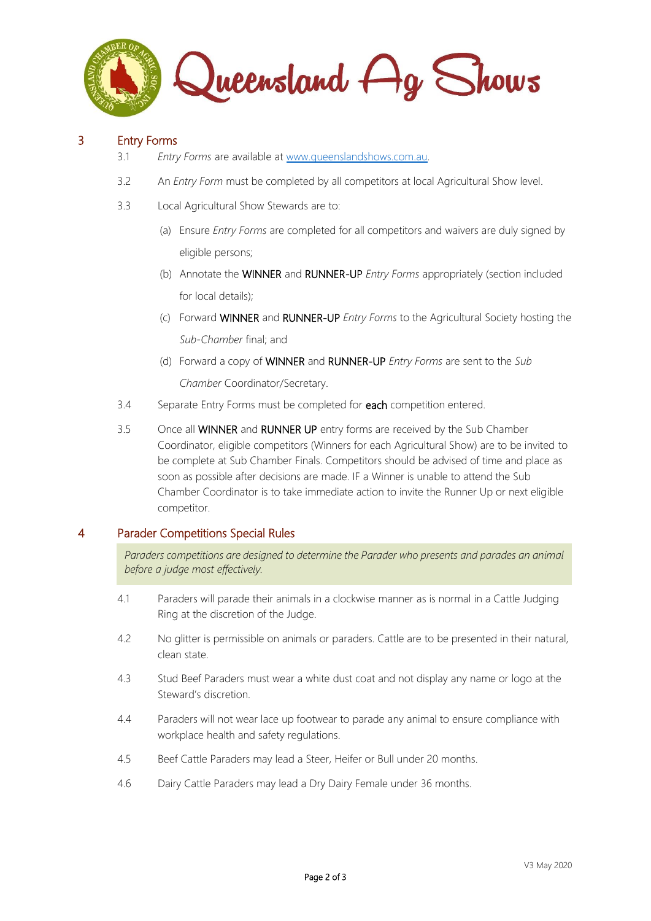## 3 Entry Forms

3.1 *Entry Forms* are available at [www.queenslandshows.com.au](http://www.queenslandshows.com.au).

3.2 An *Entry Form* must be completed by all competitors at local Agricultural Show level.

3.3 Local Agricultural Show Stewards are to:

(a) Ensure *Entry Forms* are completed for all competitors and waivers are duly signed by eligible persons;

(b) Annotate the WINNER and RUNNER-UP *Entry Forms* appropriately (section included for local details);

(c) Forward WINNER and RUNNER-UP *Entry Forms* to the Agricultural Society hosting the *Sub-Chamber* final; and

(d) Forward a copy of WINNER and RUNNER-UP *Entry Forms* are sent to the *Sub Chamber* Coordinator/Secretary.

3.4 Separate Entry Forms must be completed for **each** competition entered.

3.5 Once all WINNER and RUNNER UP entry forms are received by the Sub Chamber Coordinator, eligible competitors (Winners for each Agricultural Show) are to be invited to be complete at Sub Chamber Finals. Competitors should be advised of time and place as soon as possible after decisions are made. IF a Winner is unable to attend the Sub Chamber Coordinator is to take immediate action to invite the Runner Up or next eligible competitor.

## 4 Parader Competitions Special Rules

*Paraders competitions are designed to determine the Parader who presents and parades an animal before a judge most effectively.*

4.1 Paraders will parade their animals in a clockwise manner as is normal in a Cattle Judging Ring at the discretion of the Judge.

4.2 No glitter is permissible on animals or paraders. Cattle are to be presented in their natural, clean state.

4.3 Stud Beef Paraders must wear a white dust coat and not display any name or logo at the Steward's discretion.

4.4 Paraders will not wear lace up footwear to parade any animal to ensure compliance with workplace health and safety regulations.

4.5 Beef Cattle Paraders may lead a Steer, Heifer or Bull under 20 months.

4.6 Dairy Cattle Paraders may lead a Dry Dairy Female under 36 months.

V3 May 2020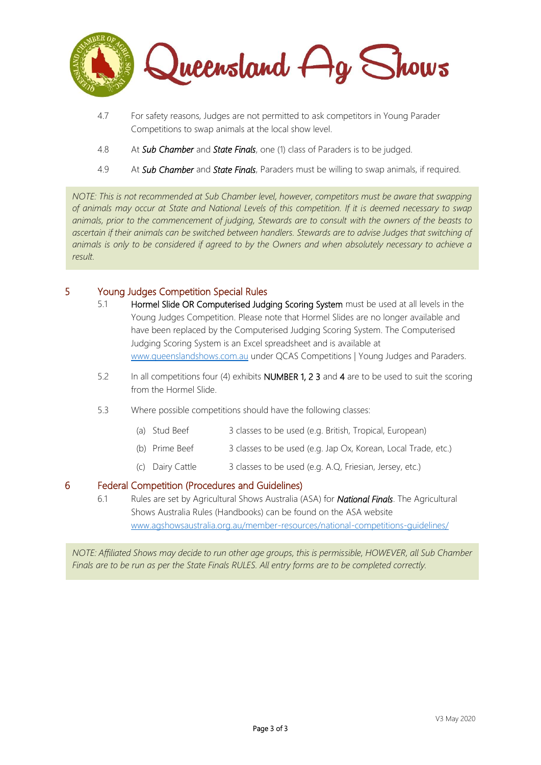4.7 For safety reasons, Judges are not permitted to ask competitors in Young Parader Competitions to swap animals at the local show level.

4.8 At ***Sub Chamber*** and ***State Finals***, one (1) class of Paraders is to be judged.

4.9 At ***Sub Chamber*** and ***State Finals***, Paraders must be willing to swap animals, if required.

*NOTE: This is not recommended at Sub Chamber level, however, competitors must be aware that swapping of animals may occur at State and National Levels of this competition. If it is deemed necessary to swap animals, prior to the commencement of judging, Stewards are to consult with the owners of the beasts to ascertain if their animals can be switched between handlers. Stewards are to advise Judges that switching of animals is only to be considered if agreed to by the Owners and when absolutely necessary to achieve a result.*

## 5 Young Judges Competition Special Rules

5.1 Hormel Slide OR Computerised Judging Scoring System must be used at all levels in the Young Judges Competition. Please note that Hormel Slides are no longer available and have been replaced by the Computerised Judging Scoring System. The Computerised Judging Scoring System is an Excel spreadsheet and is available at www.queenslandshows.com.au under QCAS Competitions | Young Judges and Paraders.

5.2 In all competitions four (4) exhibits NUMBER 1, 2 3 and 4 are to be used to suit the scoring from the Hormel Slide.

5.3 Where possible competitions should have the following classes:

(a) Stud Beef — 3 classes to be used (e.g. British, Tropical, European)

(b) Prime Beef — 3 classes to be used (e.g. Jap Ox, Korean, Local Trade, etc.)

(c) Dairy Cattle — 3 classes to be used (e.g. A.Q, Friesian, Jersey, etc.)

## 6 Federal Competition (Procedures and Guidelines)

6.1 Rules are set by Agricultural Shows Australia (ASA) for ***National Finals***. The Agricultural Shows Australia Rules (Handbooks) can be found on the ASA website www.agshowsaustralia.org.au/member-resources/national-competitions-guidelines/

*NOTE: Affiliated Shows may decide to run other age groups, this is permissible, HOWEVER, all Sub Chamber Finals are to be run as per the State Finals RULES. All entry forms are to be completed correctly.*

V3 May 2020